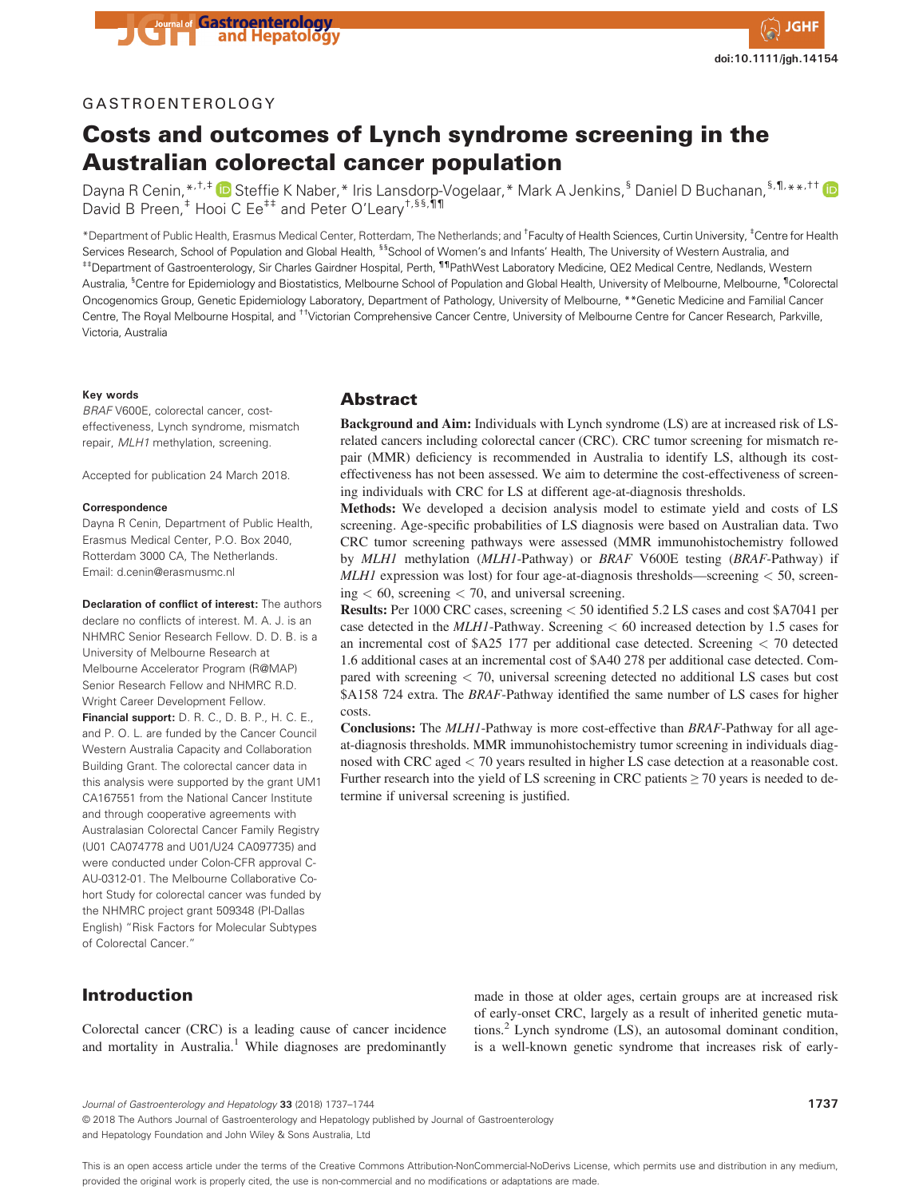GASTROENTEROLOGY

# Costs and outcomes of Lynch syndrome screening in the Australian colorectal cancer population

Dayna R Cenin,[*,†,‡] Steffie K Naber,[*] Iris Lansdorp-Vogelaar,[*] Mark A Jenkins,[§] Daniel D Buchanan,[§,¶,**,††] David B Preen,[‡] Hooi C Ee[‡‡] and Peter O'Leary[†,§§,¶¶]

[*]Department of Public Health, Erasmus Medical Center, Rotterdam, The Netherlands; and [†]Faculty of Health Sciences, Curtin University, [‡]Centre for Health Services Research, School of Population and Global Health, [§§]School of Women's and Infants' Health, The University of Western Australia, and [‡‡]Department of Gastroenterology, Sir Charles Gairdner Hospital, Perth, [¶¶]PathWest Laboratory Medicine, QE2 Medical Centre, Nedlands, Western Australia, [§]Centre for Epidemiology and Biostatistics, Melbourne School of Population and Global Health, University of Melbourne, Melbourne, [¶]Colorectal Oncogenomics Group, Genetic Epidemiology Laboratory, Department of Pathology, University of Melbourne, [**]Genetic Medicine and Familial Cancer Centre, The Royal Melbourne Hospital, and [††]Victorian Comprehensive Cancer Centre, University of Melbourne Centre for Cancer Research, Parkville, Victoria, Australia

**Key words**

*BRAF* V600E, colorectal cancer, cost-effectiveness, Lynch syndrome, mismatch repair, *MLH1* methylation, screening.

Accepted for publication 24 March 2018.

**Correspondence**

Dayna R Cenin, Department of Public Health, Erasmus Medical Center, P.O. Box 2040, Rotterdam 3000 CA, The Netherlands.
Email: d.cenin@erasmusmc.nl

**Declaration of conflict of interest:** The authors declare no conflicts of interest. M. A. J. is an NHMRC Senior Research Fellow. D. D. B. is a University of Melbourne Research at Melbourne Accelerator Program (R@MAP) Senior Research Fellow and NHMRC R.D. Wright Career Development Fellow.

**Financial support:** D. R. C., D. B. P., H. C. E., and P. O. L. are funded by the Cancer Council Western Australia Capacity and Collaboration Building Grant. The colorectal cancer data in this analysis were supported by the grant UM1 CA167551 from the National Cancer Institute and through cooperative agreements with Australasian Colorectal Cancer Family Registry (U01 CA074778 and U01/U24 CA097735) and were conducted under Colon-CFR approval C-AU-0312-01. The Melbourne Collaborative Cohort Study for colorectal cancer was funded by the NHMRC project grant 509348 (PI-Dallas English) "Risk Factors for Molecular Subtypes of Colorectal Cancer."

## Abstract

**Background and Aim:** Individuals with Lynch syndrome (LS) are at increased risk of LS-related cancers including colorectal cancer (CRC). CRC tumor screening for mismatch repair (MMR) deficiency is recommended in Australia to identify LS, although its cost-effectiveness has not been assessed. We aim to determine the cost-effectiveness of screening individuals with CRC for LS at different age-at-diagnosis thresholds.

**Methods:** We developed a decision analysis model to estimate yield and costs of LS screening. Age-specific probabilities of LS diagnosis were based on Australian data. Two CRC tumor screening pathways were assessed (MMR immunohistochemistry followed by *MLH1* methylation (*MLH1*-Pathway) or *BRAF* V600E testing (*BRAF*-Pathway) if *MLH1* expression was lost) for four age-at-diagnosis thresholds—screening < 50, screening < 60, screening < 70, and universal screening.

**Results:** Per 1000 CRC cases, screening < 50 identified 5.2 LS cases and cost $A7041 per case detected in the *MLH1*-Pathway. Screening < 60 increased detection by 1.5 cases for an incremental cost of $A25 177 per additional case detected. Screening < 70 detected 1.6 additional cases at an incremental cost of $A40 278 per additional case detected. Compared with screening < 70, universal screening detected no additional LS cases but cost $A158 724 extra. The *BRAF*-Pathway identified the same number of LS cases for higher costs.

**Conclusions:** The *MLH1*-Pathway is more cost-effective than *BRAF*-Pathway for all age-at-diagnosis thresholds. MMR immunohistochemistry tumor screening in individuals diagnosed with CRC aged < 70 years resulted in higher LS case detection at a reasonable cost. Further research into the yield of LS screening in CRC patients ≥ 70 years is needed to determine if universal screening is justified.

## Introduction

Colorectal cancer (CRC) is a leading cause of cancer incidence and mortality in Australia.[1] While diagnoses are predominantly made in those at older ages, certain groups are at increased risk of early-onset CRC, largely as a result of inherited genetic mutations.[2] Lynch syndrome (LS), an autosomal dominant condition, is a well-known genetic syndrome that increases risk of early-

This is an open access article under the terms of the Creative Commons Attribution-NonCommercial-NoDerivs License, which permits use and distribution in any medium, provided the original work is properly cited, the use is non-commercial and no modifications or adaptations are made.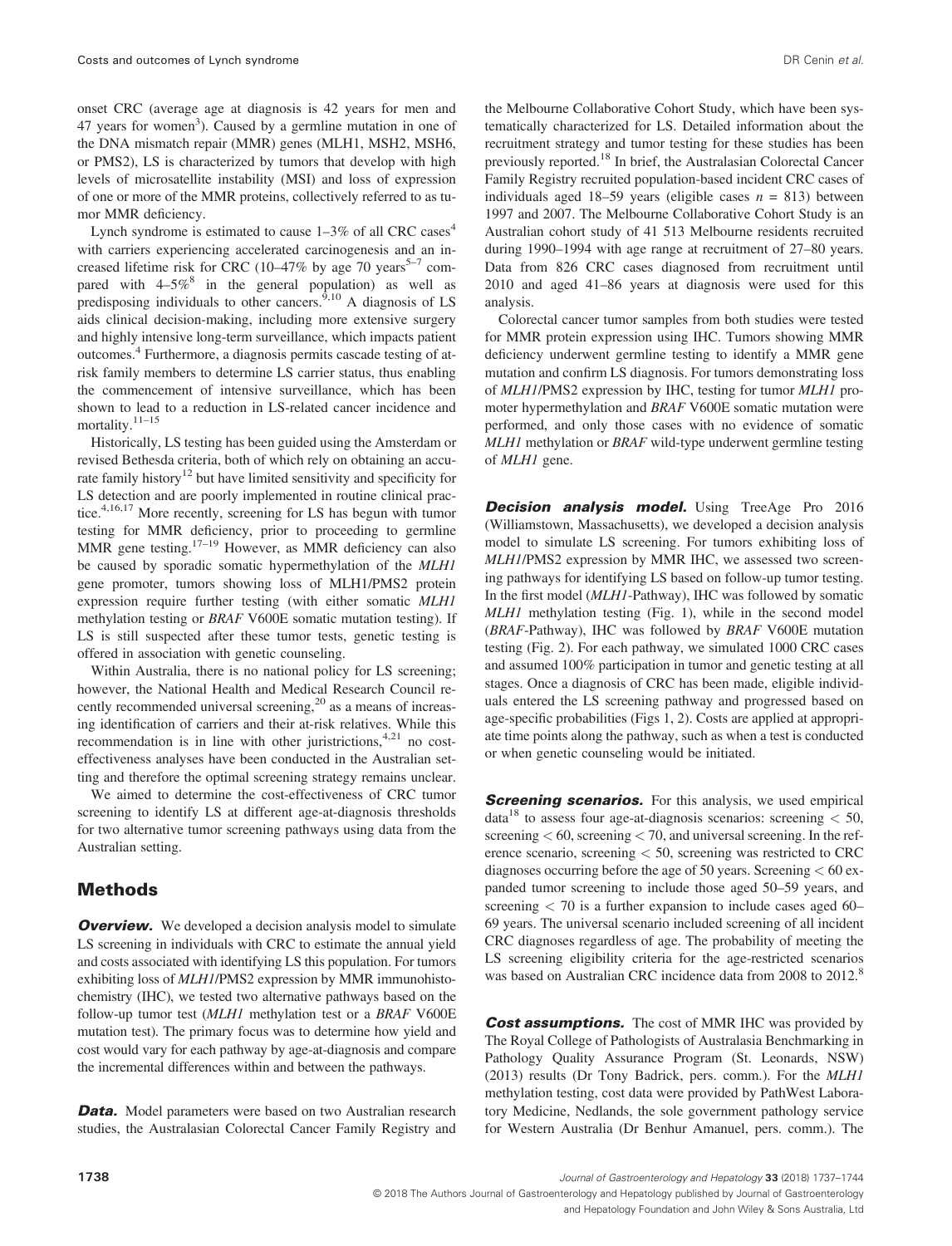onset CRC (average age at diagnosis is 42 years for men and 47 years for women[3]). Caused by a germline mutation in one of the DNA mismatch repair (MMR) genes (MLH1, MSH2, MSH6, or PMS2), LS is characterized by tumors that develop with high levels of microsatellite instability (MSI) and loss of expression of one or more of the MMR proteins, collectively referred to as tumor MMR deficiency.

Lynch syndrome is estimated to cause 1–3% of all CRC cases[4] with carriers experiencing accelerated carcinogenesis and an increased lifetime risk for CRC (10–47% by age 70 years[5–7] compared with 4–5%[8] in the general population) as well as predisposing individuals to other cancers.[9,10] A diagnosis of LS aids clinical decision-making, including more extensive surgery and highly intensive long-term surveillance, which impacts patient outcomes.[4] Furthermore, a diagnosis permits cascade testing of at-risk family members to determine LS carrier status, thus enabling the commencement of intensive surveillance, which has been shown to lead to a reduction in LS-related cancer incidence and mortality.[11–15]

Historically, LS testing has been guided using the Amsterdam or revised Bethesda criteria, both of which rely on obtaining an accurate family history[12] but have limited sensitivity and specificity for LS detection and are poorly implemented in routine clinical practice.[4,16,17] More recently, screening for LS has begun with tumor testing for MMR deficiency, prior to proceeding to germline MMR gene testing.[17–19] However, as MMR deficiency can also be caused by sporadic somatic hypermethylation of the *MLH1* gene promoter, tumors showing loss of MLH1/PMS2 protein expression require further testing (with either somatic *MLH1* methylation testing or *BRAF* V600E somatic mutation testing). If LS is still suspected after these tumor tests, genetic testing is offered in association with genetic counseling.

Within Australia, there is no national policy for LS screening; however, the National Health and Medical Research Council recently recommended universal screening,[20] as a means of increasing identification of carriers and their at-risk relatives. While this recommendation is in line with other juristrictions,[4,21] no cost-effectiveness analyses have been conducted in the Australian setting and therefore the optimal screening strategy remains unclear.

We aimed to determine the cost-effectiveness of CRC tumor screening to identify LS at different age-at-diagnosis thresholds for two alternative tumor screening pathways using data from the Australian setting.

## Methods

***Overview.*** We developed a decision analysis model to simulate LS screening in individuals with CRC to estimate the annual yield and costs associated with identifying LS this population. For tumors exhibiting loss of *MLH1*/PMS2 expression by MMR immunohistochemistry (IHC), we tested two alternative pathways based on the follow-up tumor test (*MLH1* methylation test or a *BRAF* V600E mutation test). The primary focus was to determine how yield and cost would vary for each pathway by age-at-diagnosis and compare the incremental differences within and between the pathways.

***Data.*** Model parameters were based on two Australian research studies, the Australasian Colorectal Cancer Family Registry and the Melbourne Collaborative Cohort Study, which have been systematically characterized for LS. Detailed information about the recruitment strategy and tumor testing for these studies has been previously reported.[18] In brief, the Australasian Colorectal Cancer Family Registry recruited population-based incident CRC cases of individuals aged 18–59 years (eligible cases $n$ = 813) between 1997 and 2007. The Melbourne Collaborative Cohort Study is an Australian cohort study of 41 513 Melbourne residents recruited during 1990–1994 with age range at recruitment of 27–80 years. Data from 826 CRC cases diagnosed from recruitment until 2010 and aged 41–86 years at diagnosis were used for this analysis.

Colorectal cancer tumor samples from both studies were tested for MMR protein expression using IHC. Tumors showing MMR deficiency underwent germline testing to identify a MMR gene mutation and confirm LS diagnosis. For tumors demonstrating loss of *MLH1*/PMS2 expression by IHC, testing for tumor *MLH1* promoter hypermethylation and *BRAF* V600E somatic mutation were performed, and only those cases with no evidence of somatic *MLH1* methylation or *BRAF* wild-type underwent germline testing of *MLH1* gene.

***Decision analysis model.*** Using TreeAge Pro 2016 (Williamstown, Massachusetts), we developed a decision analysis model to simulate LS screening. For tumors exhibiting loss of *MLH1*/PMS2 expression by MMR IHC, we assessed two screening pathways for identifying LS based on follow-up tumor testing. In the first model (*MLH1*-Pathway), IHC was followed by somatic *MLH1* methylation testing (Fig. 1), while in the second model (*BRAF*-Pathway), IHC was followed by *BRAF* V600E mutation testing (Fig. 2). For each pathway, we simulated 1000 CRC cases and assumed 100% participation in tumor and genetic testing at all stages. Once a diagnosis of CRC has been made, eligible individuals entered the LS screening pathway and progressed based on age-specific probabilities (Figs 1, 2). Costs are applied at appropriate time points along the pathway, such as when a test is conducted or when genetic counseling would be initiated.

***Screening scenarios.*** For this analysis, we used empirical data[18] to assess four age-at-diagnosis scenarios: screening < 50, screening < 60, screening < 70, and universal screening. In the reference scenario, screening < 50, screening was restricted to CRC diagnoses occurring before the age of 50 years. Screening < 60 expanded tumor screening to include those aged 50–59 years, and screening < 70 is a further expansion to include cases aged 60–69 years. The universal scenario included screening of all incident CRC diagnoses regardless of age. The probability of meeting the LS screening eligibility criteria for the age-restricted scenarios was based on Australian CRC incidence data from 2008 to 2012.[8]

***Cost assumptions.*** The cost of MMR IHC was provided by The Royal College of Pathologists of Australasia Benchmarking in Pathology Quality Assurance Program (St. Leonards, NSW) (2013) results (Dr Tony Badrick, pers. comm.). For the *MLH1* methylation testing, cost data were provided by PathWest Laboratory Medicine, Nedlands, the sole government pathology service for Western Australia (Dr Benhur Amanuel, pers. comm.). The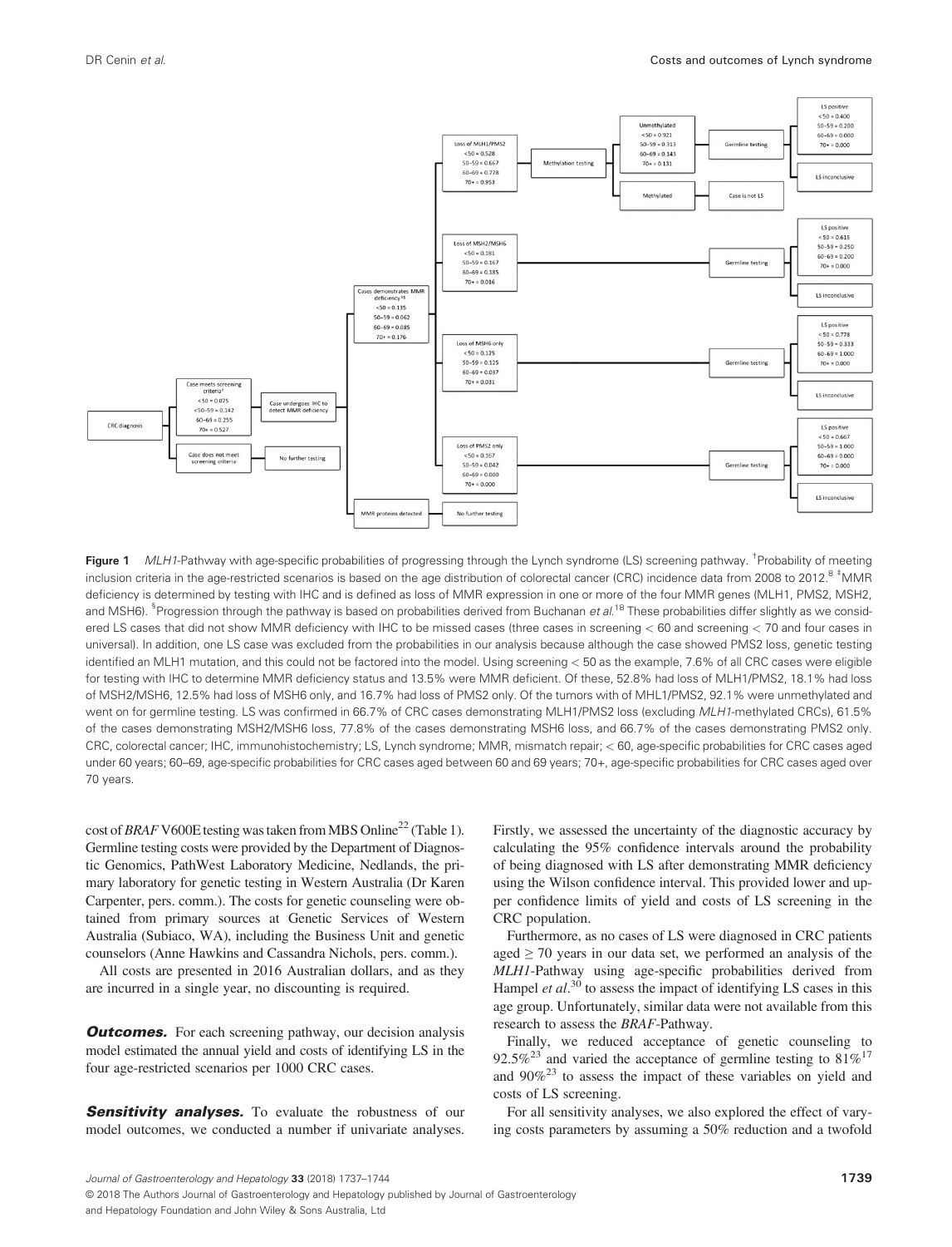**Figure 1** *MLH1*-Pathway with age-specific probabilities of progressing through the Lynch syndrome (LS) screening pathway. [†]Probability of meeting inclusion criteria in the age-restricted scenarios is based on the age distribution of colorectal cancer (CRC) incidence data from 2008 to 2012.[8] [‡]MMR deficiency is determined by testing with IHC and is defined as loss of MMR expression in one or more of the four MMR genes (MLH1, PMS2, MSH2, and MSH6). [§]Progression through the pathway is based on probabilities derived from Buchanan *et al.*[18] These probabilities differ slightly as we considered LS cases that did not show MMR deficiency with IHC to be missed cases (three cases in screening < 60 and screening < 70 and four cases in universal). In addition, one LS case was excluded from the probabilities in our analysis because although the case showed PMS2 loss, genetic testing identified an MLH1 mutation, and this could not be factored into the model. Using screening < 50 as the example, 7.6% of all CRC cases were eligible for testing with IHC to determine MMR deficiency status and 13.5% were MMR deficient. Of these, 52.8% had loss of MLH1/PMS2, 18.1% had loss of MSH2/MSH6, 12.5% had loss of MSH6 only, and 16.7% had loss of PMS2 only. Of the tumors with of MHL1/PMS2, 92.1% were unmethylated and went on for germline testing. LS was confirmed in 66.7% of CRC cases demonstrating MLH1/PMS2 loss (excluding *MLH1*-methylated CRCs), 61.5% of the cases demonstrating MSH2/MSH6 loss, 77.8% of the cases demonstrating MSH6 loss, and 66.7% of the cases demonstrating PMS2 only. CRC, colorectal cancer; IHC, immunohistochemistry; LS, Lynch syndrome; MMR, mismatch repair; < 60, age-specific probabilities for CRC cases aged under 60 years; 60–69, age-specific probabilities for CRC cases aged between 60 and 69 years; 70+, age-specific probabilities for CRC cases aged over 70 years.

cost of *BRAF* V600E testing was taken from MBS Online[22] (Table 1). Germline testing costs were provided by the Department of Diagnostic Genomics, PathWest Laboratory Medicine, Nedlands, the primary laboratory for genetic testing in Western Australia (Dr Karen Carpenter, pers. comm.). The costs for genetic counseling were obtained from primary sources at Genetic Services of Western Australia (Subiaco, WA), including the Business Unit and genetic counselors (Anne Hawkins and Cassandra Nichols, pers. comm.).

All costs are presented in 2016 Australian dollars, and as they are incurred in a single year, no discounting is required.

***Outcomes.*** For each screening pathway, our decision analysis model estimated the annual yield and costs of identifying LS in the four age-restricted scenarios per 1000 CRC cases.

***Sensitivity analyses.*** To evaluate the robustness of our model outcomes, we conducted a number if univariate analyses. Firstly, we assessed the uncertainty of the diagnostic accuracy by calculating the 95% confidence intervals around the probability of being diagnosed with LS after demonstrating MMR deficiency using the Wilson confidence interval. This provided lower and upper confidence limits of yield and costs of LS screening in the CRC population.

Furthermore, as no cases of LS were diagnosed in CRC patients aged ≥ 70 years in our data set, we performed an analysis of the *MLH1*-Pathway using age-specific probabilities derived from Hampel *et al*.[30] to assess the impact of identifying LS cases in this age group. Unfortunately, similar data were not available from this research to assess the *BRAF*-Pathway.

Finally, we reduced acceptance of genetic counseling to 92.5%[23] and varied the acceptance of germline testing to 81%[17] and 90%[23] to assess the impact of these variables on yield and costs of LS screening.

For all sensitivity analyses, we also explored the effect of varying costs parameters by assuming a 50% reduction and a twofold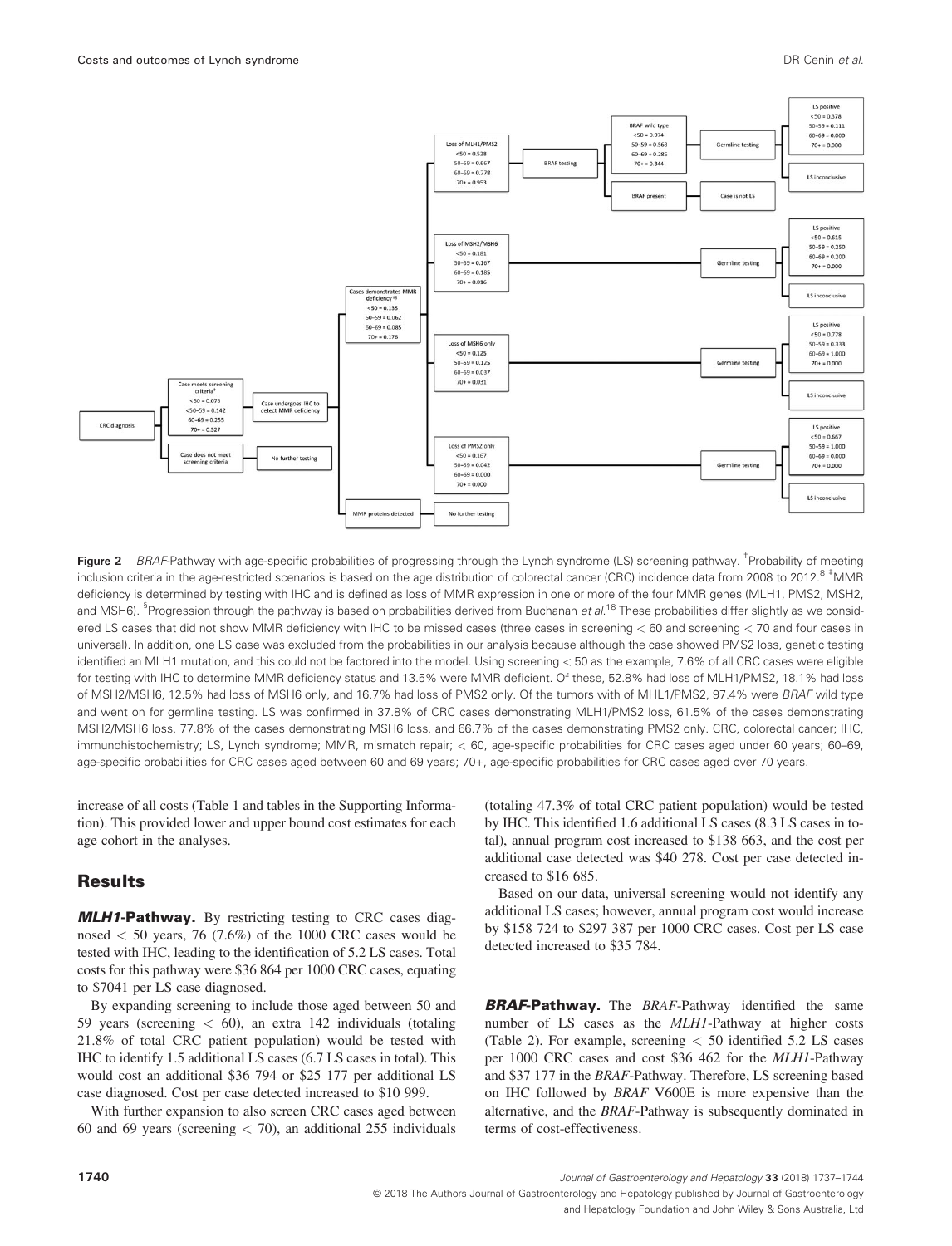CRC diagnosis

Case meets screening criteria[†]
<50 = 0.075
<50–59 = 0.142
60–69 = 0.255
70+ = 0.527

Case undergoes IHC to detect MMR deficiency

Case does not meet screening criteria

No further testing

Cases demonstrates MMR deficiency[‡§]
<50 = 0.135
50–59 = 0.062
60–69 = 0.085
70+ = 0.176

MMR proteins detected

No further testing

Loss of MLH1/PMS2
<50 = 0.528
50–59 = 0.667
60–69 = 0.778
70+ = 0.953

BRAF testing

BRAF wild type
<50 = 0.974
50–59 = 0.563
60–69 = 0.286
70+ = 0.344

Germline testing

LS positive
<50 = 0.378
50–59 = 0.111
60–69 = 0.000
70+ = 0.000

LS inconclusive

BRAF present

Case is not LS

Loss of MSH2/MSH6
<50 = 0.181
50–59 = 0.167
60–69 = 0.185
70+ = 0.016

Germline testing

LS positive
<50 = 0.615
50–59 = 0.250
60–69 = 0.200
70+ = 0.000

LS inconclusive

Loss of MSH6 only
<50 = 0.125
50–59 = 0.125
60–69 = 0.037
70+ = 0.031

Germline testing

LS positive
<50 = 0.778
50–59 = 0.333
60–69 = 1.000
70+ = 0.000

LS inconclusive

Loss of PMS2 only
<50 = 0.167
50–59 = 0.042
60–69 = 0.000
70+ = 0.000

Germline testing

LS positive
<50 = 0.667
50–59 = 1.000
60–69 = 0.000
70+ = 0.000

LS inconclusive

**Figure 2** *BRAF*-Pathway with age-specific probabilities of progressing through the Lynch syndrome (LS) screening pathway. [†]Probability of meeting inclusion criteria in the age-restricted scenarios is based on the age distribution of colorectal cancer (CRC) incidence data from 2008 to 2012.[8] [‡]MMR deficiency is determined by testing with IHC and is defined as loss of MMR expression in one or more of the four MMR genes (MLH1, PMS2, MSH2, and MSH6). [§]Progression through the pathway is based on probabilities derived from Buchanan *et al.*[18] These probabilities differ slightly as we considered LS cases that did not show MMR deficiency with IHC to be missed cases (three cases in screening < 60 and screening < 70 and four cases in universal). In addition, one LS case was excluded from the probabilities in our analysis because although the case showed PMS2 loss, genetic testing identified an MLH1 mutation, and this could not be factored into the model. Using screening < 50 as the example, 7.6% of all CRC cases were eligible for testing with IHC to determine MMR deficiency status and 13.5% were MMR deficient. Of these, 52.8% had loss of MLH1/PMS2, 18.1% had loss of MSH2/MSH6, 12.5% had loss of MSH6 only, and 16.7% had loss of PMS2 only. Of the tumors with of MHL1/PMS2, 97.4% were *BRAF* wild type and went on for germline testing. LS was confirmed in 37.8% of CRC cases demonstrating MLH1/PMS2 loss, 61.5% of the cases demonstrating MSH2/MSH6 loss, 77.8% of the cases demonstrating MSH6 loss, and 66.7% of the cases demonstrating PMS2 only. CRC, colorectal cancer; IHC, immunohistochemistry; LS, Lynch syndrome; MMR, mismatch repair; < 60, age-specific probabilities for CRC cases aged under 60 years; 60–69, age-specific probabilities for CRC cases aged between 60 and 69 years; 70+, age-specific probabilities for CRC cases aged over 70 years.

increase of all costs (Table 1 and tables in the Supporting Information). This provided lower and upper bound cost estimates for each age cohort in the analyses.

## Results

***MLH1*-Pathway.** By restricting testing to CRC cases diagnosed < 50 years, 76 (7.6%) of the 1000 CRC cases would be tested with IHC, leading to the identification of 5.2 LS cases. Total costs for this pathway were $36 864 per 1000 CRC cases, equating to $7041 per LS case diagnosed.

By expanding screening to include those aged between 50 and 59 years (screening < 60), an extra 142 individuals (totaling 21.8% of total CRC patient population) would be tested with IHC to identify 1.5 additional LS cases (6.7 LS cases in total). This would cost an additional $36 794 or $25 177 per additional LS case diagnosed. Cost per case detected increased to $10 999.

With further expansion to also screen CRC cases aged between 60 and 69 years (screening < 70), an additional 255 individuals (totaling 47.3% of total CRC patient population) would be tested by IHC. This identified 1.6 additional LS cases (8.3 LS cases in total), annual program cost increased to $138 663, and the cost per additional case detected was $40 278. Cost per case detected increased to $16 685.

Based on our data, universal screening would not identify any additional LS cases; however, annual program cost would increase by $158 724 to $297 387 per 1000 CRC cases. Cost per LS case detected increased to $35 784.

***BRAF*-Pathway.** The *BRAF*-Pathway identified the same number of LS cases as the *MLH1*-Pathway at higher costs (Table 2). For example, screening < 50 identified 5.2 LS cases per 1000 CRC cases and cost $36 462 for the *MLH1*-Pathway and $37 177 in the *BRAF*-Pathway. Therefore, LS screening based on IHC followed by *BRAF* V600E is more expensive than the alternative, and the *BRAF*-Pathway is subsequently dominated in terms of cost-effectiveness.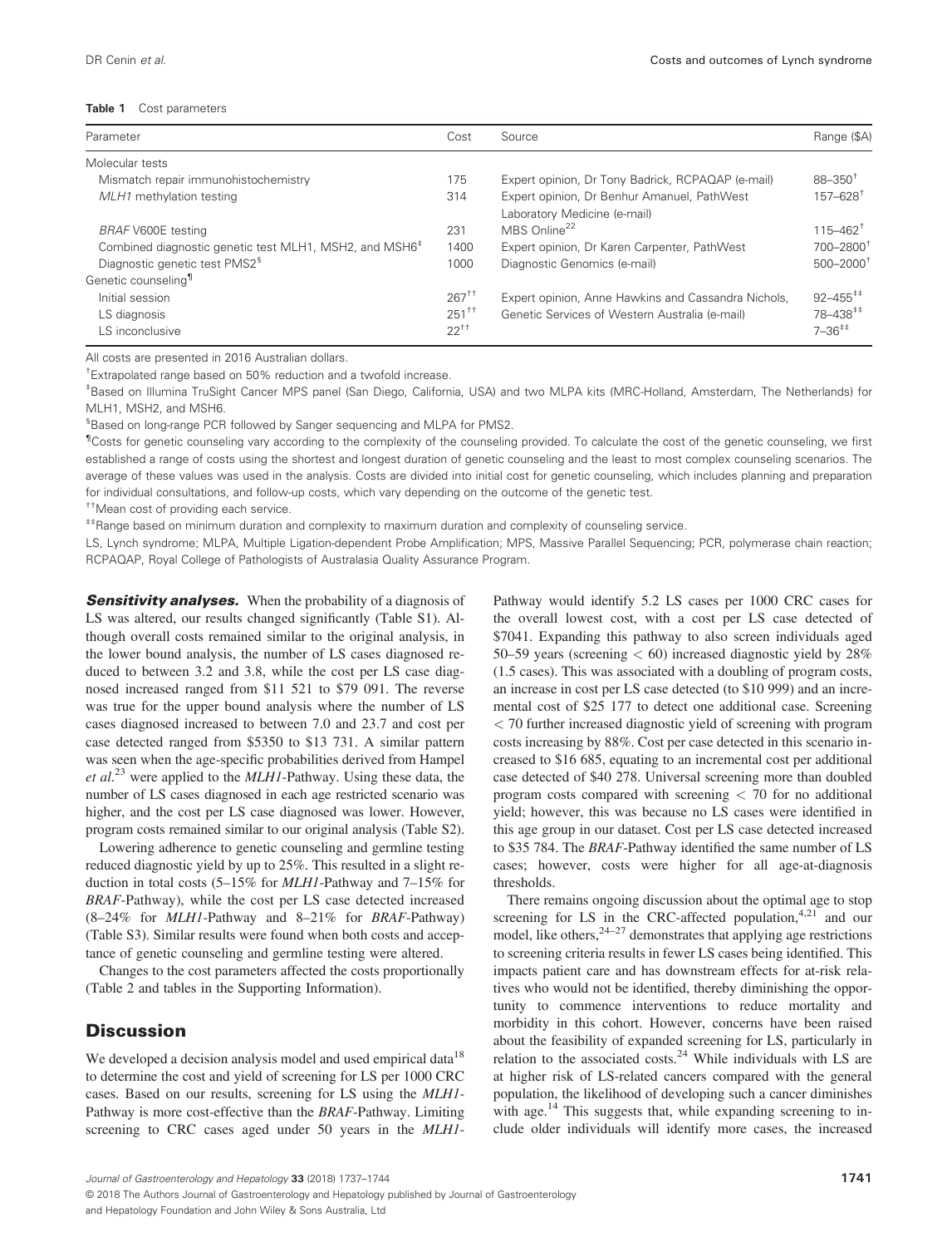**Table 1** Cost parameters

| Parameter | Cost | Source | Range ($A) |
|---|---|---|---|
| Molecular tests | | | |
| Mismatch repair immunohistochemistry | 175 | Expert opinion, Dr Tony Badrick, RCPAQAP (e-mail) | 88–350[†] |
| *MLH1* methylation testing | 314 | Expert opinion, Dr Benhur Amanuel, PathWest Laboratory Medicine (e-mail) | 157–628[†] |
| *BRAF* V600E testing | 231 | MBS Online[22] | 115–462[†] |
| Combined diagnostic genetic test MLH1, MSH2, and MSH6[‡] | 1400 | Expert opinion, Dr Karen Carpenter, PathWest | 700–2800[†] |
| Diagnostic genetic test PMS2[§] | 1000 | Diagnostic Genomics (e-mail) | 500–2000[†] |
| Genetic counseling[¶] | | | |
| Initial session | 267[††] | Expert opinion, Anne Hawkins and Cassandra Nichols, | 92–455[‡‡] |
| LS diagnosis | 251[††] | Genetic Services of Western Australia (e-mail) | 78–438[‡‡] |
| LS inconclusive | 22[††] | | 7–36[‡‡] |

All costs are presented in 2016 Australian dollars.

[†]Extrapolated range based on 50% reduction and a twofold increase.

[‡]Based on Illumina TruSight Cancer MPS panel (San Diego, California, USA) and two MLPA kits (MRC-Holland, Amsterdam, The Netherlands) for MLH1, MSH2, and MSH6.

[§]Based on long-range PCR followed by Sanger sequencing and MLPA for PMS2.

[¶]Costs for genetic counseling vary according to the complexity of the counseling provided. To calculate the cost of the genetic counseling, we first established a range of costs using the shortest and longest duration of genetic counseling and the least to most complex counseling scenarios. The average of these values was used in the analysis. Costs are divided into initial cost for genetic counseling, which includes planning and preparation for individual consultations, and follow-up costs, which vary depending on the outcome of the genetic test.

[††]Mean cost of providing each service.

[‡‡]Range based on minimum duration and complexity to maximum duration and complexity of counseling service.

LS, Lynch syndrome; MLPA, Multiple Ligation-dependent Probe Amplification; MPS, Massive Parallel Sequencing; PCR, polymerase chain reaction; RCPAQAP, Royal College of Pathologists of Australasia Quality Assurance Program.

***Sensitivity analyses.*** When the probability of a diagnosis of LS was altered, our results changed significantly (Table S1). Although overall costs remained similar to the original analysis, in the lower bound analysis, the number of LS cases diagnosed reduced to between 3.2 and 3.8, while the cost per LS case diagnosed increased ranged from $11 521 to $79 091. The reverse was true for the upper bound analysis where the number of LS cases diagnosed increased to between 7.0 and 23.7 and cost per case detected ranged from $5350 to $13 731. A similar pattern was seen when the age-specific probabilities derived from Hampel *et al*.[23] were applied to the *MLH1*-Pathway. Using these data, the number of LS cases diagnosed in each age restricted scenario was higher, and the cost per LS case diagnosed was lower. However, program costs remained similar to our original analysis (Table S2).

Lowering adherence to genetic counseling and germline testing reduced diagnostic yield by up to 25%. This resulted in a slight reduction in total costs (5–15% for *MLH1*-Pathway and 7–15% for *BRAF*-Pathway), while the cost per LS case detected increased (8–24% for *MLH1*-Pathway and 8–21% for *BRAF*-Pathway) (Table S3). Similar results were found when both costs and acceptance of genetic counseling and germline testing were altered.

Changes to the cost parameters affected the costs proportionally (Table 2 and tables in the Supporting Information).

## Discussion

We developed a decision analysis model and used empirical data[18] to determine the cost and yield of screening for LS per 1000 CRC cases. Based on our results, screening for LS using the *MLH1*-Pathway is more cost-effective than the *BRAF*-Pathway. Limiting screening to CRC cases aged under 50 years in the *MLH1*-Pathway would identify 5.2 LS cases per 1000 CRC cases for the overall lowest cost, with a cost per LS case detected of $7041. Expanding this pathway to also screen individuals aged 50–59 years (screening $< 60$) increased diagnostic yield by 28% (1.5 cases). This was associated with a doubling of program costs, an increase in cost per LS case detected (to $10 999) and an incremental cost of $25 177 to detect one additional case. Screening $< 70$ further increased diagnostic yield of screening with program costs increasing by 88%. Cost per case detected in this scenario increased to $16 685, equating to an incremental cost per additional case detected of $40 278. Universal screening more than doubled program costs compared with screening $< 70$ for no additional yield; however, this was because no LS cases were identified in this age group in our dataset. Cost per LS case detected increased to $35 784. The *BRAF*-Pathway identified the same number of LS cases; however, costs were higher for all age-at-diagnosis thresholds.

There remains ongoing discussion about the optimal age to stop screening for LS in the CRC-affected population,[4,21] and our model, like others,[24–27] demonstrates that applying age restrictions to screening criteria results in fewer LS cases being identified. This impacts patient care and has downstream effects for at-risk relatives who would not be identified, thereby diminishing the opportunity to commence interventions to reduce mortality and morbidity in this cohort. However, concerns have been raised about the feasibility of expanded screening for LS, particularly in relation to the associated costs.[24] While individuals with LS are at higher risk of LS-related cancers compared with the general population, the likelihood of developing such a cancer diminishes with age.[14] This suggests that, while expanding screening to include older individuals will identify more cases, the increased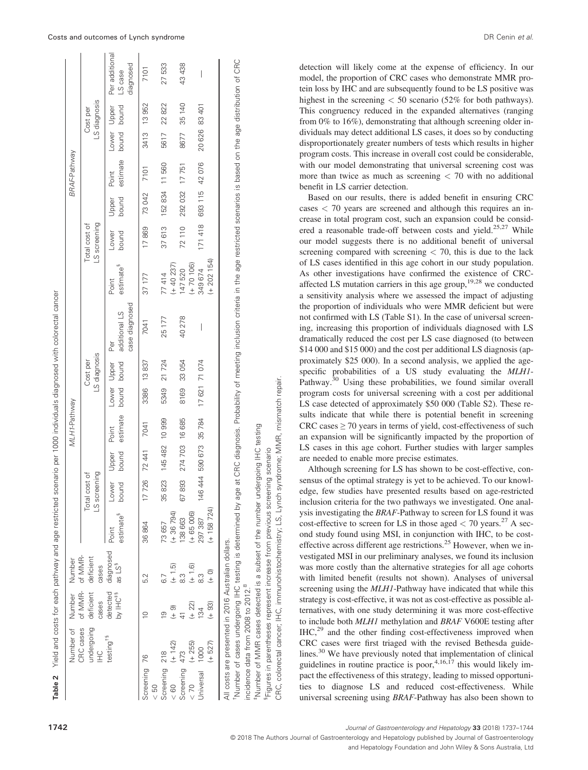**Table 2** Yield and costs for each pathway and age restricted scenario per 1000 individuals diagnosed with colorectal cancer

| | Number of CRC cases undergoing IHC testing[†§] | Number of MMR-deficient cases detected by IHC[‡§] | Number of MMR-deficient cases diagnosed as LS[§] | *MLH1*-Pathway | | | | | | | *BRAF*-Pathway | | | | | | |
|---|---|---|---|---|---|---|---|---|---|---|---|---|---|---|---|---|---|
| | | | | Total cost of LS screening | | | Cost per LS diagnosis | | | Per additional LS case diagnosed | Total cost of LS screening | | | Cost per LS diagnosis | | | Per additional LS case diagnosed |
| | | | | Point estimate[§] | Lower bound | Upper bound | Point estimate | Lower bound | Upper bound | | Point estimate[§] | Lower bound | Upper bound | Point estimate | Lower bound | Upper bound | |
| Screening < 50 | 76 | 10 | 5.2 | 36 864 | 17 726 | 72 441 | 7041 | 3386 | 13 837 | 7041 | 37 177 | 17 869 | 73 042 | 7101 | 3413 | 13 952 | 7101 |
| Screening < 60 | 218 (+ 142) | 19 (+ 9) | 6.7 (+ 1.5) | 73 657 (+ 36 794) | 35 823 | 145 482 | 10 999 | 5349 | 21 724 | 25 177 | 77 414 (+ 40 237) | 37 613 | 152 834 | 11 560 | 5617 | 22 822 | 27 533 |
| Screening < 70 | 473 (+ 255) | 41 (+ 22) | 8.3 (+ 1.6) | 138 663 (+ 65 006) | 67 893 | 274 703 | 16 685 | 8169 | 33 054 | 40 278 | 147 520 (+ 70 106) | 72 110 | 292 032 | 17 751 | 8677 | 35 140 | 43 438 |
| Universal | 1000 (+ 527) | 134 (+ 93) | 8.3 (+ 0) | 297 387 (+ 158 724) | 146 444 | 590 673 | 35 784 | 17 621 | 71 074 | — | 349 674 (+ 202 154) | 171 418 | 693 115 | 42 076 | 20 626 | 83 401 | — |

All costs are presented in 2016 Australian dollars.

[†]Number of cases undergoing IHC testing is determined by age at CRC diagnosis. Probability of meeting inclusion criteria in the age restricted scenarios is based on the age distribution of CRC incidence data from 2008 to 2012.[8]

[‡]Number of MMR cases detected is a subset of the number undergoing IHC testing

[§]Figures in parentheses represent increase from previous screening scenario

CRC, colorectal cancer; IHC, immunohistochemistry; LS, Lynch syndrome; MMR, mismatch repair.

detection will likely come at the expense of efficiency. In our model, the proportion of CRC cases who demonstrate MMR protein loss by IHC and are subsequently found to be LS positive was highest in the screening < 50 scenario (52% for both pathways). This congruency reduced in the expanded alternatives (ranging from 0% to 16%), demonstrating that although screening older individuals may detect additional LS cases, it does so by conducting disproportionately greater numbers of tests which results in higher program costs. This increase in overall cost could be considerable, with our model demonstrating that universal screening cost was more than twice as much as screening < 70 with no additional benefit in LS carrier detection.

Based on our results, there is added benefit in ensuring CRC cases < 70 years are screened and although this requires an increase in total program cost, such an expansion could be considered a reasonable trade-off between costs and yield.[25,27] While our model suggests there is no additional benefit of universal screening compared with screening < 70, this is due to the lack of LS cases identified in this age cohort in our study population. As other investigations have confirmed the existence of CRC-affected LS mutation carriers in this age group,[19,28] we conducted a sensitivity analysis where we assessed the impact of adjusting the proportion of individuals who were MMR deficient but were not confirmed with LS (Table S1). In the case of universal screening, increasing this proportion of individuals diagnosed with LS dramatically reduced the cost per LS case diagnosed (to between \$14 000 and \$15 000) and the cost per additional LS diagnosis (approximately \$25 000). In a second analysis, we applied the age-specific probabilities of a US study evaluating the *MLH1*-Pathway.[30] Using these probabilities, we found similar overall program costs for universal screening with a cost per additional LS case detected of approximately \$50 000 (Table S2). These results indicate that while there is potential benefit in screening CRC cases ≥ 70 years in terms of yield, cost-effectiveness of such an expansion will be significantly impacted by the proportion of LS cases in this age cohort. Further studies with larger samples are needed to enable more precise estimates.

Although screening for LS has shown to be cost-effective, consensus of the optimal strategy is yet to be achieved. To our knowledge, few studies have presented results based on age-restricted inclusion criteria for the two pathways we investigated. One analysis investigating the *BRAF*-Pathway to screen for LS found it was cost-effective to screen for LS in those aged < 70 years.[27] A second study found using MSI, in conjunction with IHC, to be cost-effective across different age restrictions.[25] However, when we investigated MSI in our preliminary analyses, we found its inclusion was more costly than the alternative strategies for all age cohorts with limited benefit (results not shown). Analyses of universal screening using the *MLH1*-Pathway have indicated that while this strategy is cost-effective, it was not as cost-effective as possible alternatives, with one study determining it was more cost-effective to include both *MLH1* methylation and *BRAF* V600E testing after IHC,[29] and the other finding cost-effectiveness improved when CRC cases were first triaged with the revised Bethesda guidelines.[30] We have previously noted that implementation of clinical guidelines in routine practice is poor,[4,16,17] this would likely impact the effectiveness of this strategy, leading to missed opportunities to diagnose LS and reduced cost-effectiveness. While universal screening using *BRAF*-Pathway has also been shown to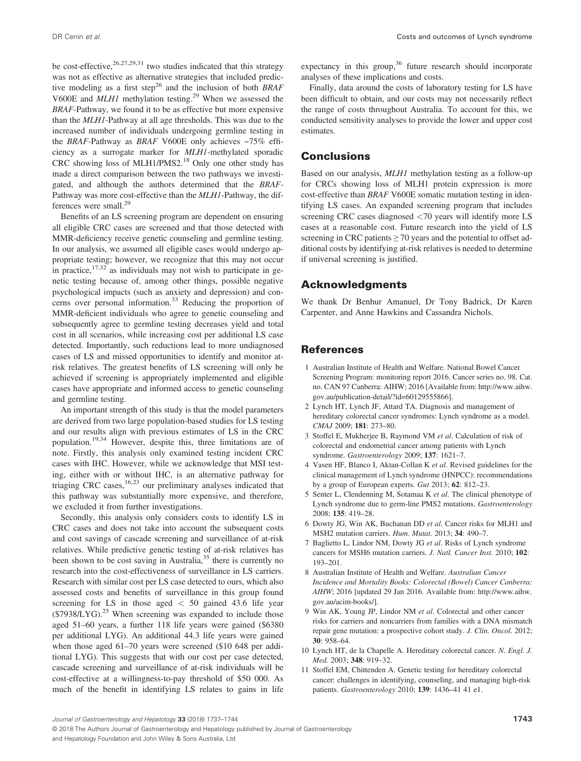be cost-effective,[26,27,29,31] two studies indicated that this strategy was not as effective as alternative strategies that included predictive modeling as a first step[26] and the inclusion of both *BRAF* V600E and *MLH1* methylation testing.[29] When we assessed the *BRAF*-Pathway, we found it to be as effective but more expensive than the *MLH1*-Pathway at all age thresholds. This was due to the increased number of individuals undergoing germline testing in the *BRAF*-Pathway as *BRAF* V600E only achieves ~75% efficiency as a surrogate marker for *MLH1*-methylated sporadic CRC showing loss of MLH1/PMS2.[18] Only one other study has made a direct comparison between the two pathways we investigated, and although the authors determined that the *BRAF*-Pathway was more cost-effective than the *MLH1*-Pathway, the differences were small.[29]

Benefits of an LS screening program are dependent on ensuring all eligible CRC cases are screened and that those detected with MMR-deficiency receive genetic counseling and germline testing. In our analysis, we assumed all eligible cases would undergo appropriate testing; however, we recognize that this may not occur in practice,[17,32] as individuals may not wish to participate in genetic testing because of, among other things, possible negative psychological impacts (such as anxiety and depression) and concerns over personal information.[33] Reducing the proportion of MMR-deficient individuals who agree to genetic counseling and subsequently agree to germline testing decreases yield and total cost in all scenarios, while increasing cost per additional LS case detected. Importantly, such reductions lead to more undiagnosed cases of LS and missed opportunities to identify and monitor at-risk relatives. The greatest benefits of LS screening will only be achieved if screening is appropriately implemented and eligible cases have appropriate and informed access to genetic counseling and germline testing.

An important strength of this study is that the model parameters are derived from two large population-based studies for LS testing and our results align with previous estimates of LS in the CRC population.[19,34] However, despite this, three limitations are of note. Firstly, this analysis only examined testing incident CRC cases with IHC. However, while we acknowledge that MSI testing, either with or without IHC, is an alternative pathway for triaging CRC cases,[16,23] our preliminary analyses indicated that this pathway was substantially more expensive, and therefore, we excluded it from further investigations.

Secondly, this analysis only considers costs to identify LS in CRC cases and does not take into account the subsequent costs and cost savings of cascade screening and surveillance of at-risk relatives. While predictive genetic testing of at-risk relatives has been shown to be cost saving in Australia,[35] there is currently no research into the cost-effectiveness of surveillance in LS carriers. Research with similar cost per LS case detected to ours, which also assessed costs and benefits of surveillance in this group found screening for LS in those aged < 50 gained 43.6 life year ($7938/LYG).[25] When screening was expanded to include those aged 51–60 years, a further 118 life years were gained ($6380 per additional LYG). An additional 44.3 life years were gained when those aged 61–70 years were screened ($10 648 per additional LYG). This suggests that with our cost per case detected, cascade screening and surveillance of at-risk individuals will be cost-effective at a willingness-to-pay threshold of $50 000. As much of the benefit in identifying LS relates to gains in life expectancy in this group,[36] future research should incorporate analyses of these implications and costs.

Finally, data around the costs of laboratory testing for LS have been difficult to obtain, and our costs may not necessarily reflect the range of costs throughout Australia. To account for this, we conducted sensitivity analyses to provide the lower and upper cost estimates.

## Conclusions

Based on our analysis, *MLH1* methylation testing as a follow-up for CRCs showing loss of MLH1 protein expression is more cost-effective than *BRAF* V600E somatic mutation testing in identifying LS cases. An expanded screening program that includes screening CRC cases diagnosed <70 years will identify more LS cases at a reasonable cost. Future research into the yield of LS screening in CRC patients ≥ 70 years and the potential to offset additional costs by identifying at-risk relatives is needed to determine if universal screening is justified.

## Acknowledgments

We thank Dr Benhur Amanuel, Dr Tony Badrick, Dr Karen Carpenter, and Anne Hawkins and Cassandra Nichols.

## References

1 Australian Institute of Health and Welfare. National Bowel Cancer Screening Program: monitoring report 2016. Cancer series no. 98. Cat. no. CAN 97 Canberra: AIHW; 2016 [Available from: http://www.aihw.gov.au/publication-detail/?id=60129555866].

2 Lynch HT, Lynch JF, Attard TA. Diagnosis and management of hereditary colorectal cancer syndromes: Lynch syndrome as a model. *CMAJ* 2009; **181**: 273–80.

3 Stoffel E, Mukherjee B, Raymond VM *et al*. Calculation of risk of colorectal and endometrial cancer among patients with Lynch syndrome. *Gastroenterology* 2009; **137**: 1621–7.

4 Vasen HF, Blanco I, Aktan-Collan K *et al*. Revised guidelines for the clinical management of Lynch syndrome (HNPCC): recommendations by a group of European experts. *Gut* 2013; **62**: 812–23.

5 Senter L, Clendenning M, Sotamaa K *et al*. The clinical phenotype of Lynch syndrome due to germ-line PMS2 mutations. *Gastroenterology* 2008; **135**: 419–28.

6 Dowty JG, Win AK, Buchanan DD *et al*. Cancer risks for MLH1 and MSH2 mutation carriers. *Hum. Mutat.* 2013; **34**: 490–7.

7 Baglietto L, Lindor NM, Dowty JG *et al*. Risks of Lynch syndrome cancers for MSH6 mutation carriers. *J. Natl. Cancer Inst.* 2010; **102**: 193–201.

8 Australian Institute of Health and Welfare. *Australian Cancer Incidence and Mortality Books: Colorectal (Bowel) Cancer Canberra: AIHW*; 2016 [updated 29 Jan 2016. Available from: http://www.aihw.gov.au/acim-books/].

9 Win AK, Young JP, Lindor NM *et al*. Colorectal and other cancer risks for carriers and noncarriers from families with a DNA mismatch repair gene mutation: a prospective cohort study. *J. Clin. Oncol.* 2012; **30**: 958–64.

10 Lynch HT, de la Chapelle A. Hereditary colorectal cancer. *N. Engl. J. Med.* 2003; **348**: 919–32.

11 Stoffel EM, Chittenden A. Genetic testing for hereditary colorectal cancer: challenges in identifying, counseling, and managing high-risk patients. *Gastroenterology* 2010; **139**: 1436–41 41 e1.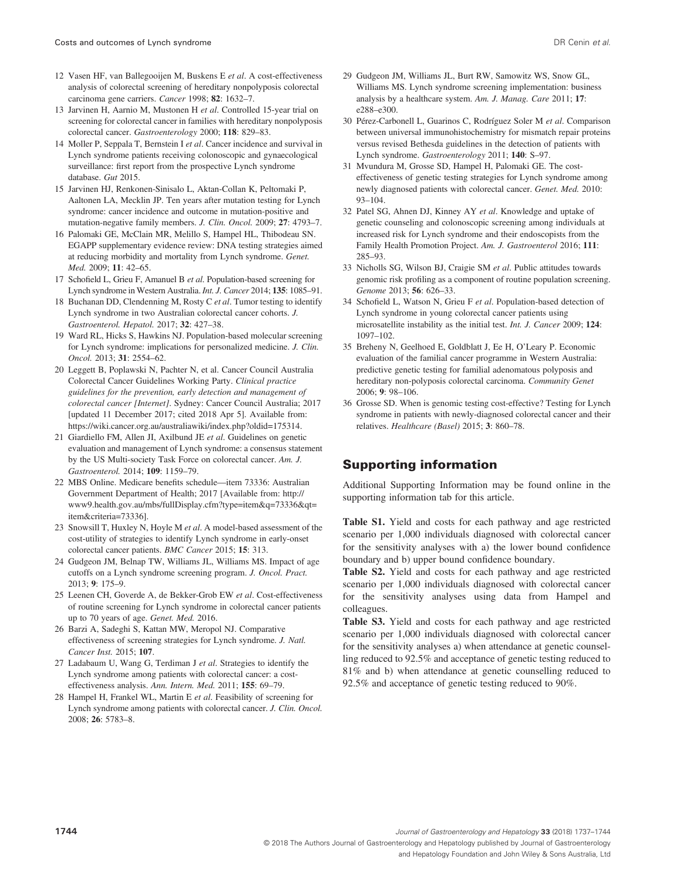12 Vasen HF, van Ballegooijen M, Buskens E *et al*. A cost-effectiveness analysis of colorectal screening of hereditary nonpolyposis colorectal carcinoma gene carriers. *Cancer* 1998; **82**: 1632–7.

13 Jarvinen H, Aarnio M, Mustonen H *et al*. Controlled 15-year trial on screening for colorectal cancer in families with hereditary nonpolyposis colorectal cancer. *Gastroenterology* 2000; **118**: 829–83.

14 Moller P, Seppala T, Bernstein I *et al*. Cancer incidence and survival in Lynch syndrome patients receiving colonoscopic and gynaecological surveillance: first report from the prospective Lynch syndrome database. *Gut* 2015.

15 Jarvinen HJ, Renkonen-Sinisalo L, Aktan-Collan K, Peltomaki P, Aaltonen LA, Mecklin JP. Ten years after mutation testing for Lynch syndrome: cancer incidence and outcome in mutation-positive and mutation-negative family members. *J. Clin. Oncol.* 2009; **27**: 4793–7.

16 Palomaki GE, McClain MR, Melillo S, Hampel HL, Thibodeau SN. EGAPP supplementary evidence review: DNA testing strategies aimed at reducing morbidity and mortality from Lynch syndrome. *Genet. Med.* 2009; **11**: 42–65.

17 Schofield L, Grieu F, Amanuel B *et al*. Population-based screening for Lynch syndrome in Western Australia. *Int. J. Cancer* 2014; **135**: 1085–91.

18 Buchanan DD, Clendenning M, Rosty C *et al*. Tumor testing to identify Lynch syndrome in two Australian colorectal cancer cohorts. *J. Gastroenterol. Hepatol.* 2017; **32**: 427–38.

19 Ward RL, Hicks S, Hawkins NJ. Population-based molecular screening for Lynch syndrome: implications for personalized medicine. *J. Clin. Oncol.* 2013; **31**: 2554–62.

20 Leggett B, Poplawski N, Pachter N, et al. Cancer Council Australia Colorectal Cancer Guidelines Working Party. *Clinical practice guidelines for the prevention, early detection and management of colorectal cancer [Internet]*. Sydney: Cancer Council Australia; 2017 [updated 11 December 2017; cited 2018 Apr 5]. Available from: https://wiki.cancer.org.au/australiawiki/index.php?oldid=175314.

21 Giardiello FM, Allen JI, Axilbund JE *et al*. Guidelines on genetic evaluation and management of Lynch syndrome: a consensus statement by the US Multi-society Task Force on colorectal cancer. *Am. J. Gastroenterol.* 2014; **109**: 1159–79.

22 MBS Online. Medicare benefits schedule—item 73336: Australian Government Department of Health; 2017 [Available from: http://www9.health.gov.au/mbs/fullDisplay.cfm?type=item&q=73336&qt=item&criteria=73336].

23 Snowsill T, Huxley N, Hoyle M *et al*. A model-based assessment of the cost-utility of strategies to identify Lynch syndrome in early-onset colorectal cancer patients. *BMC Cancer* 2015; **15**: 313.

24 Gudgeon JM, Belnap TW, Williams JL, Williams MS. Impact of age cutoffs on a Lynch syndrome screening program. *J. Oncol. Pract.* 2013; **9**: 175–9.

25 Leenen CH, Goverde A, de Bekker-Grob EW *et al*. Cost-effectiveness of routine screening for Lynch syndrome in colorectal cancer patients up to 70 years of age. *Genet. Med.* 2016.

26 Barzi A, Sadeghi S, Kattan MW, Meropol NJ. Comparative effectiveness of screening strategies for Lynch syndrome. *J. Natl. Cancer Inst.* 2015; **107**.

27 Ladabaum U, Wang G, Terdiman J *et al*. Strategies to identify the Lynch syndrome among patients with colorectal cancer: a cost-effectiveness analysis. *Ann. Intern. Med.* 2011; **155**: 69–79.

28 Hampel H, Frankel WL, Martin E *et al*. Feasibility of screening for Lynch syndrome among patients with colorectal cancer. *J. Clin. Oncol.* 2008; **26**: 5783–8.

29 Gudgeon JM, Williams JL, Burt RW, Samowitz WS, Snow GL, Williams MS. Lynch syndrome screening implementation: business analysis by a healthcare system. *Am. J. Manag. Care* 2011; **17**: e288–e300.

30 Pérez-Carbonell L, Guarinos C, Rodríguez Soler M *et al*. Comparison between universal immunohistochemistry for mismatch repair proteins versus revised Bethesda guidelines in the detection of patients with Lynch syndrome. *Gastroenterology* 2011; **140**: S–97.

31 Mvundura M, Grosse SD, Hampel H, Palomaki GE. The cost-effectiveness of genetic testing strategies for Lynch syndrome among newly diagnosed patients with colorectal cancer. *Genet. Med.* 2010: 93–104.

32 Patel SG, Ahnen DJ, Kinney AY *et al*. Knowledge and uptake of genetic counseling and colonoscopic screening among individuals at increased risk for Lynch syndrome and their endoscopists from the Family Health Promotion Project. *Am. J. Gastroenterol* 2016; **111**: 285–93.

33 Nicholls SG, Wilson BJ, Craigie SM *et al*. Public attitudes towards genomic risk profiling as a component of routine population screening. *Genome* 2013; **56**: 626–33.

34 Schofield L, Watson N, Grieu F *et al*. Population-based detection of Lynch syndrome in young colorectal cancer patients using microsatellite instability as the initial test. *Int. J. Cancer* 2009; **124**: 1097–102.

35 Breheny N, Geelhoed E, Goldblatt J, Ee H, O'Leary P. Economic evaluation of the familial cancer programme in Western Australia: predictive genetic testing for familial adenomatous polyposis and hereditary non-polyposis colorectal carcinoma. *Community Genet* 2006; **9**: 98–106.

36 Grosse SD. When is genomic testing cost-effective? Testing for Lynch syndrome in patients with newly-diagnosed colorectal cancer and their relatives. *Healthcare (Basel)* 2015; **3**: 860–78.

## Supporting information

Additional Supporting Information may be found online in the supporting information tab for this article.

**Table S1.** Yield and costs for each pathway and age restricted scenario per 1,000 individuals diagnosed with colorectal cancer for the sensitivity analyses with a) the lower bound confidence boundary and b) upper bound confidence boundary.

**Table S2.** Yield and costs for each pathway and age restricted scenario per 1,000 individuals diagnosed with colorectal cancer for the sensitivity analyses using data from Hampel and colleagues.

**Table S3.** Yield and costs for each pathway and age restricted scenario per 1,000 individuals diagnosed with colorectal cancer for the sensitivity analyses a) when attendance at genetic counselling reduced to 92.5% and acceptance of genetic testing reduced to 81% and b) when attendance at genetic counselling reduced to 92.5% and acceptance of genetic testing reduced to 90%.